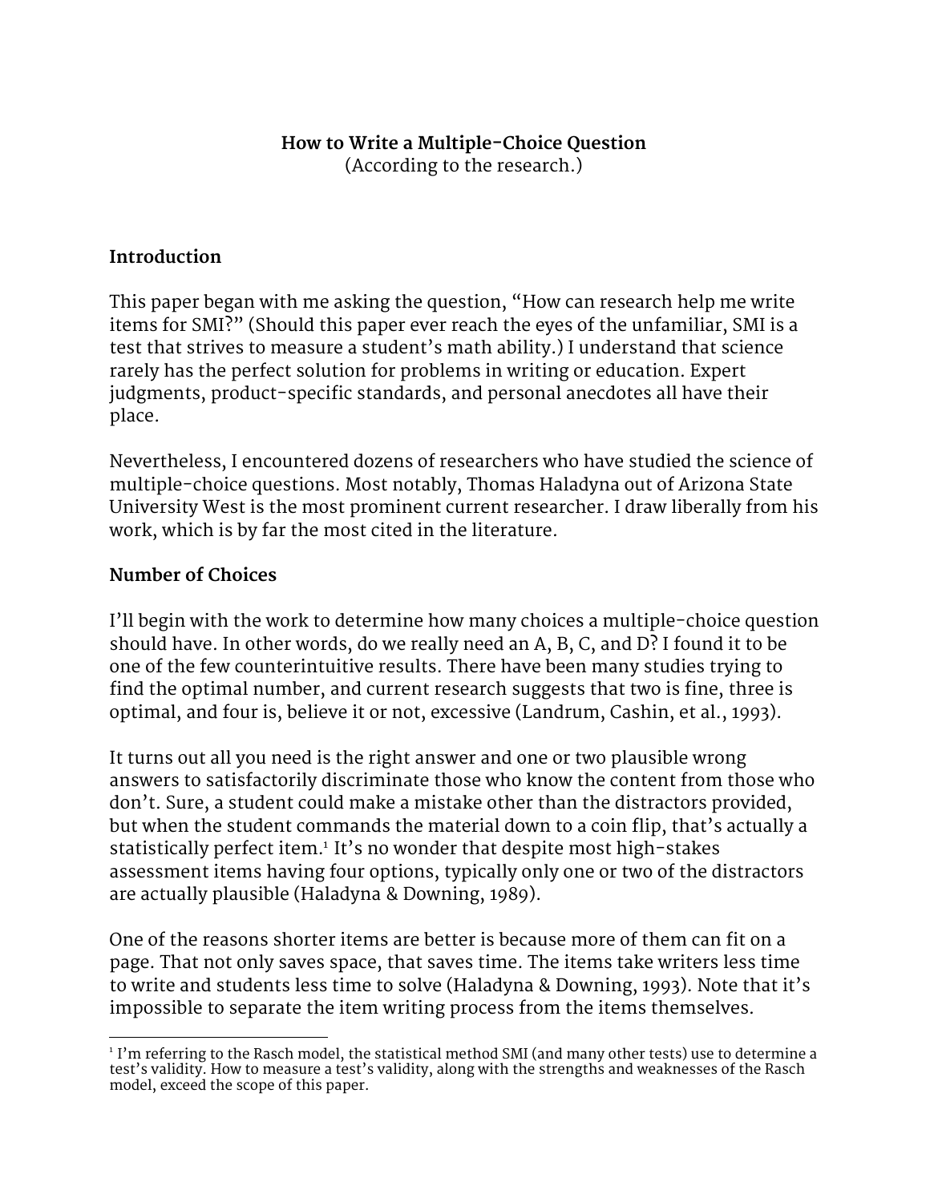**How to Write a Multiple-Choice Question**
(According to the research.)

## Introduction

This paper began with me asking the question, "How can research help me write items for SMI?" (Should this paper ever reach the eyes of the unfamiliar, SMI is a test that strives to measure a student's math ability.) I understand that science rarely has the perfect solution for problems in writing or education. Expert judgments, product-specific standards, and personal anecdotes all have their place.

Nevertheless, I encountered dozens of researchers who have studied the science of multiple-choice questions. Most notably, Thomas Haladyna out of Arizona State University West is the most prominent current researcher. I draw liberally from his work, which is by far the most cited in the literature.

## Number of Choices

I'll begin with the work to determine how many choices a multiple-choice question should have. In other words, do we really need an A, B, C, and D? I found it to be one of the few counterintuitive results. There have been many studies trying to find the optimal number, and current research suggests that two is fine, three is optimal, and four is, believe it or not, excessive (Landrum, Cashin, et al., 1993).

It turns out all you need is the right answer and one or two plausible wrong answers to satisfactorily discriminate those who know the content from those who don't. Sure, a student could make a mistake other than the distractors provided, but when the student commands the material down to a coin flip, that's actually a statistically perfect item.[1] It's no wonder that despite most high-stakes assessment items having four options, typically only one or two of the distractors are actually plausible (Haladyna & Downing, 1989).

One of the reasons shorter items are better is because more of them can fit on a page. That not only saves space, that saves time. The items take writers less time to write and students less time to solve (Haladyna & Downing, 1993). Note that it's impossible to separate the item writing process from the items themselves.

---

[1] I'm referring to the Rasch model, the statistical method SMI (and many other tests) use to determine a test's validity. How to measure a test's validity, along with the strengths and weaknesses of the Rasch model, exceed the scope of this paper.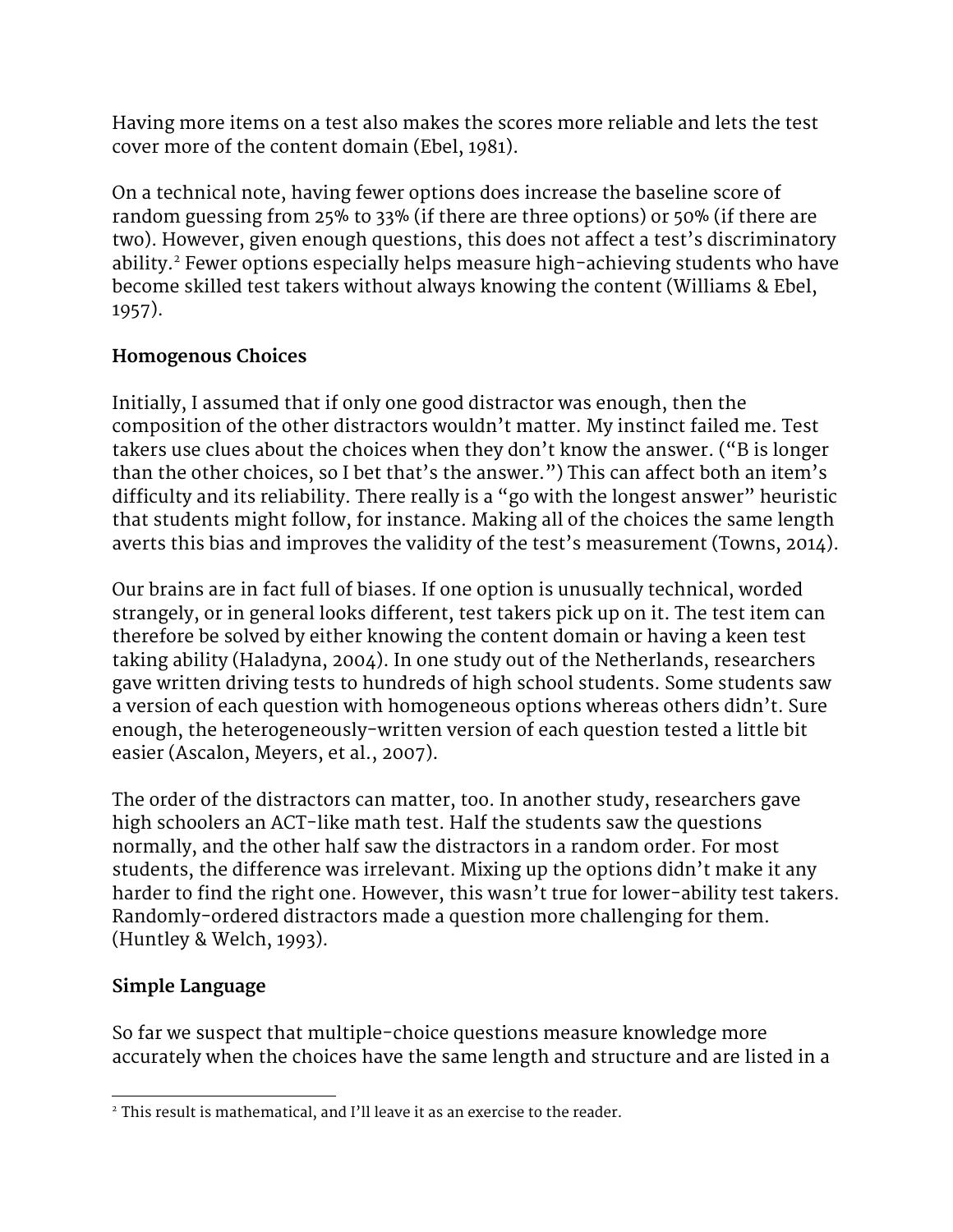Having more items on a test also makes the scores more reliable and lets the test cover more of the content domain (Ebel, 1981).

On a technical note, having fewer options does increase the baseline score of random guessing from 25% to 33% (if there are three options) or 50% (if there are two). However, given enough questions, this does not affect a test's discriminatory ability.[2] Fewer options especially helps measure high-achieving students who have become skilled test takers without always knowing the content (Williams & Ebel, 1957).

## Homogenous Choices

Initially, I assumed that if only one good distractor was enough, then the composition of the other distractors wouldn't matter. My instinct failed me. Test takers use clues about the choices when they don't know the answer. ("B is longer than the other choices, so I bet that's the answer.") This can affect both an item's difficulty and its reliability. There really is a "go with the longest answer" heuristic that students might follow, for instance. Making all of the choices the same length averts this bias and improves the validity of the test's measurement (Towns, 2014).

Our brains are in fact full of biases. If one option is unusually technical, worded strangely, or in general looks different, test takers pick up on it. The test item can therefore be solved by either knowing the content domain or having a keen test taking ability (Haladyna, 2004). In one study out of the Netherlands, researchers gave written driving tests to hundreds of high school students. Some students saw a version of each question with homogeneous options whereas others didn't. Sure enough, the heterogeneously-written version of each question tested a little bit easier (Ascalon, Meyers, et al., 2007).

The order of the distractors can matter, too. In another study, researchers gave high schoolers an ACT-like math test. Half the students saw the questions normally, and the other half saw the distractors in a random order. For most students, the difference was irrelevant. Mixing up the options didn't make it any harder to find the right one. However, this wasn't true for lower-ability test takers. Randomly-ordered distractors made a question more challenging for them. (Huntley & Welch, 1993).

## Simple Language

So far we suspect that multiple-choice questions measure knowledge more accurately when the choices have the same length and structure and are listed in a

[2] This result is mathematical, and I'll leave it as an exercise to the reader.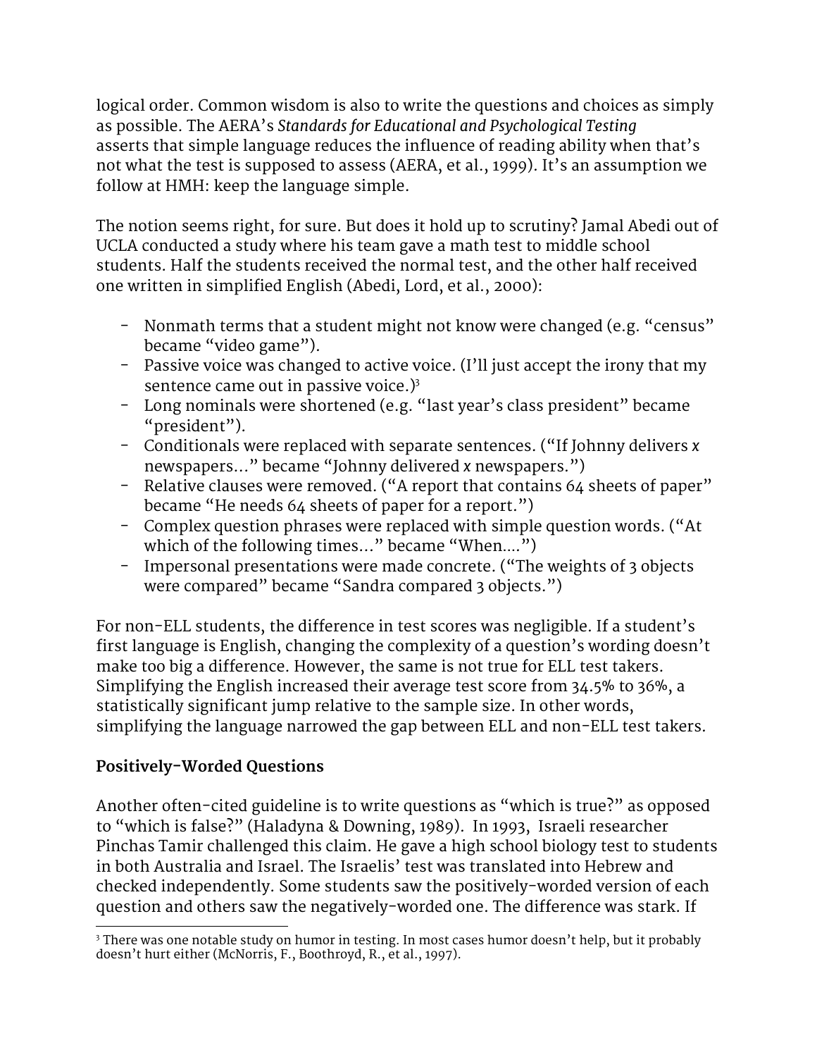logical order. Common wisdom is also to write the questions and choices as simply as possible. The AERA's *Standards for Educational and Psychological Testing* asserts that simple language reduces the influence of reading ability when that's not what the test is supposed to assess (AERA, et al., 1999). It's an assumption we follow at HMH: keep the language simple.

The notion seems right, for sure. But does it hold up to scrutiny? Jamal Abedi out of UCLA conducted a study where his team gave a math test to middle school students. Half the students received the normal test, and the other half received one written in simplified English (Abedi, Lord, et al., 2000):

- Nonmath terms that a student might not know were changed (e.g. "census" became "video game").
- Passive voice was changed to active voice. (I'll just accept the irony that my sentence came out in passive voice.)[3]
- Long nominals were shortened (e.g. "last year's class president" became "president").
- Conditionals were replaced with separate sentences. ("If Johnny delivers *x* newspapers…" became "Johnny delivered *x* newspapers.")
- Relative clauses were removed. ("A report that contains 64 sheets of paper" became "He needs 64 sheets of paper for a report.")
- Complex question phrases were replaced with simple question words. ("At which of the following times…" became "When….")
- Impersonal presentations were made concrete. ("The weights of 3 objects were compared" became "Sandra compared 3 objects.")

For non-ELL students, the difference in test scores was negligible. If a student's first language is English, changing the complexity of a question's wording doesn't make too big a difference. However, the same is not true for ELL test takers. Simplifying the English increased their average test score from 34.5% to 36%, a statistically significant jump relative to the sample size. In other words, simplifying the language narrowed the gap between ELL and non-ELL test takers.

**Positively-Worded Questions**

Another often-cited guideline is to write questions as "which is true?" as opposed to "which is false?" (Haladyna & Downing, 1989). In 1993, Israeli researcher Pinchas Tamir challenged this claim. He gave a high school biology test to students in both Australia and Israel. The Israelis' test was translated into Hebrew and checked independently. Some students saw the positively-worded version of each question and others saw the negatively-worded one. The difference was stark. If

[3] There was one notable study on humor in testing. In most cases humor doesn't help, but it probably doesn't hurt either (McNorris, F., Boothroyd, R., et al., 1997).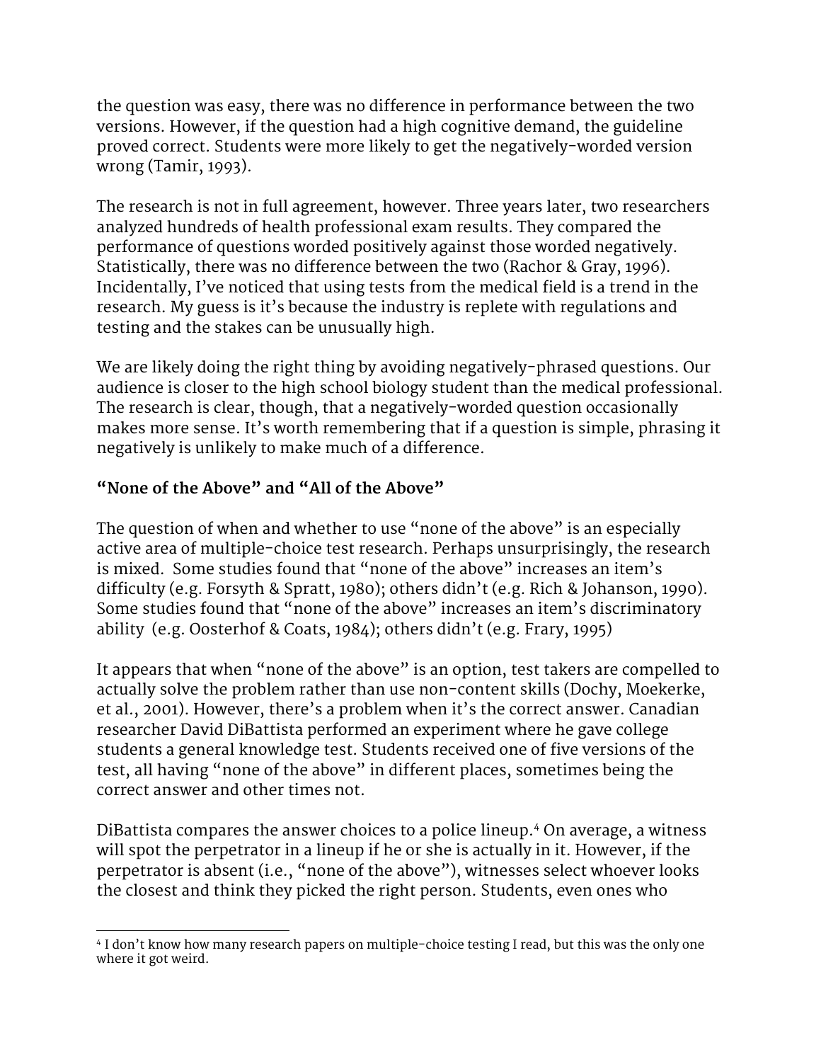the question was easy, there was no difference in performance between the two versions. However, if the question had a high cognitive demand, the guideline proved correct. Students were more likely to get the negatively-worded version wrong (Tamir, 1993).

The research is not in full agreement, however. Three years later, two researchers analyzed hundreds of health professional exam results. They compared the performance of questions worded positively against those worded negatively. Statistically, there was no difference between the two (Rachor & Gray, 1996). Incidentally, I've noticed that using tests from the medical field is a trend in the research. My guess is it's because the industry is replete with regulations and testing and the stakes can be unusually high.

We are likely doing the right thing by avoiding negatively-phrased questions. Our audience is closer to the high school biology student than the medical professional. The research is clear, though, that a negatively-worded question occasionally makes more sense. It's worth remembering that if a question is simple, phrasing it negatively is unlikely to make much of a difference.

### "None of the Above" and "All of the Above"

The question of when and whether to use "none of the above" is an especially active area of multiple-choice test research. Perhaps unsurprisingly, the research is mixed. Some studies found that "none of the above" increases an item's difficulty (e.g. Forsyth & Spratt, 1980); others didn't (e.g. Rich & Johanson, 1990). Some studies found that "none of the above" increases an item's discriminatory ability (e.g. Oosterhof & Coats, 1984); others didn't (e.g. Frary, 1995)

It appears that when "none of the above" is an option, test takers are compelled to actually solve the problem rather than use non-content skills (Dochy, Moekerke, et al., 2001). However, there's a problem when it's the correct answer. Canadian researcher David DiBattista performed an experiment where he gave college students a general knowledge test. Students received one of five versions of the test, all having "none of the above" in different places, sometimes being the correct answer and other times not.

DiBattista compares the answer choices to a police lineup.[4] On average, a witness will spot the perpetrator in a lineup if he or she is actually in it. However, if the perpetrator is absent (i.e., "none of the above"), witnesses select whoever looks the closest and think they picked the right person. Students, even ones who

[4] I don't know how many research papers on multiple-choice testing I read, but this was the only one where it got weird.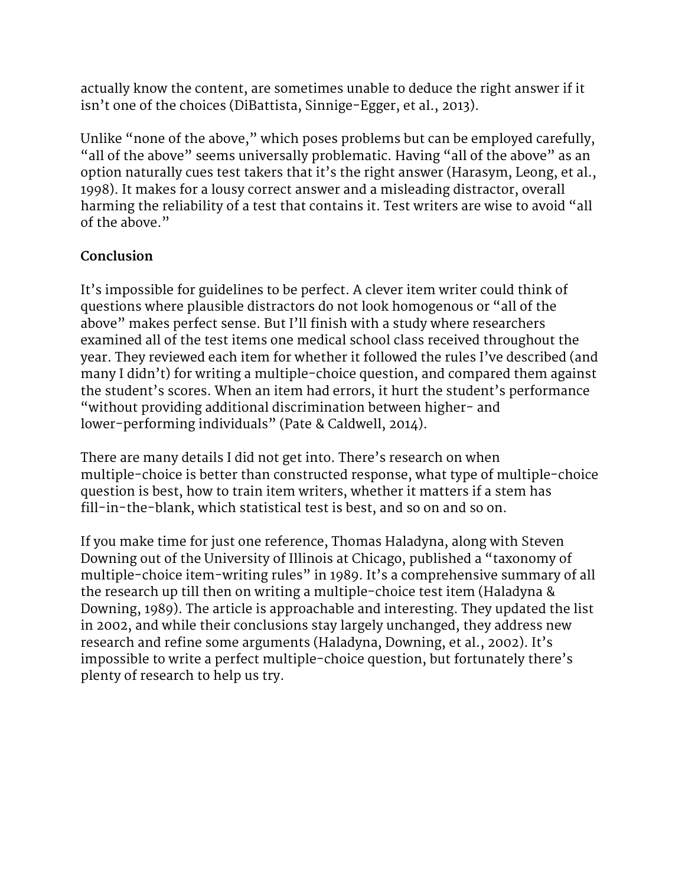actually know the content, are sometimes unable to deduce the right answer if it isn't one of the choices (DiBattista, Sinnige-Egger, et al., 2013).

Unlike "none of the above," which poses problems but can be employed carefully, "all of the above" seems universally problematic. Having "all of the above" as an option naturally cues test takers that it's the right answer (Harasym, Leong, et al., 1998). It makes for a lousy correct answer and a misleading distractor, overall harming the reliability of a test that contains it. Test writers are wise to avoid "all of the above."

**Conclusion**

It's impossible for guidelines to be perfect. A clever item writer could think of questions where plausible distractors do not look homogenous or "all of the above" makes perfect sense. But I'll finish with a study where researchers examined all of the test items one medical school class received throughout the year. They reviewed each item for whether it followed the rules I've described (and many I didn't) for writing a multiple-choice question, and compared them against the student's scores. When an item had errors, it hurt the student's performance "without providing additional discrimination between higher- and lower-performing individuals" (Pate & Caldwell, 2014).

There are many details I did not get into. There's research on when multiple-choice is better than constructed response, what type of multiple-choice question is best, how to train item writers, whether it matters if a stem has fill-in-the-blank, which statistical test is best, and so on and so on.

If you make time for just one reference, Thomas Haladyna, along with Steven Downing out of the University of Illinois at Chicago, published a "taxonomy of multiple-choice item-writing rules" in 1989. It's a comprehensive summary of all the research up till then on writing a multiple-choice test item (Haladyna & Downing, 1989). The article is approachable and interesting. They updated the list in 2002, and while their conclusions stay largely unchanged, they address new research and refine some arguments (Haladyna, Downing, et al., 2002). It's impossible to write a perfect multiple-choice question, but fortunately there's plenty of research to help us try.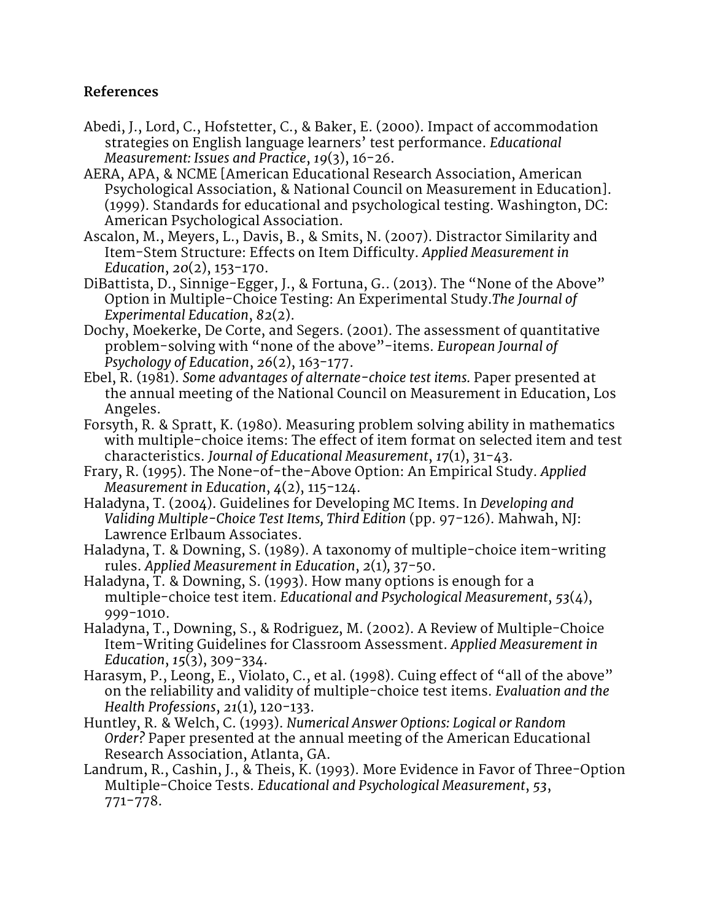## References

Abedi, J., Lord, C., Hofstetter, C., & Baker, E. (2000). Impact of accommodation strategies on English language learners' test performance. *Educational Measurement: Issues and Practice*, *19*(3), 16-26.

AERA, APA, & NCME [American Educational Research Association, American Psychological Association, & National Council on Measurement in Education]. (1999). Standards for educational and psychological testing. Washington, DC: American Psychological Association.

Ascalon, M., Meyers, L., Davis, B., & Smits, N. (2007). Distractor Similarity and Item-Stem Structure: Effects on Item Difficulty. *Applied Measurement in Education*, *20*(2), 153-170.

DiBattista, D., Sinnige-Egger, J., & Fortuna, G.. (2013). The "None of the Above" Option in Multiple-Choice Testing: An Experimental Study.*The Journal of Experimental Education*, *82*(2).

Dochy, Moekerke, De Corte, and Segers. (2001). The assessment of quantitative problem-solving with "none of the above"-items. *European Journal of Psychology of Education*, *26*(2), 163-177.

Ebel, R. (1981). *Some advantages of alternate-choice test items.* Paper presented at the annual meeting of the National Council on Measurement in Education, Los Angeles.

Forsyth, R. & Spratt, K. (1980). Measuring problem solving ability in mathematics with multiple-choice items: The effect of item format on selected item and test characteristics. *Journal of Educational Measurement*, *17*(1), 31-43.

Frary, R. (1995). The None-of-the-Above Option: An Empirical Study. *Applied Measurement in Education*, *4*(2), 115-124.

Haladyna, T. (2004). Guidelines for Developing MC Items. In *Developing and Validing Multiple-Choice Test Items, Third Edition* (pp. 97-126). Mahwah, NJ: Lawrence Erlbaum Associates.

Haladyna, T. & Downing, S. (1989). A taxonomy of multiple-choice item-writing rules. *Applied Measurement in Education*, *2*(1), 37-50.

Haladyna, T. & Downing, S. (1993). How many options is enough for a multiple-choice test item. *Educational and Psychological Measurement*, *53*(4), 999-1010.

Haladyna, T., Downing, S., & Rodriguez, M. (2002). A Review of Multiple-Choice Item-Writing Guidelines for Classroom Assessment. *Applied Measurement in Education*, *15*(3), 309-334.

Harasym, P., Leong, E., Violato, C., et al. (1998). Cuing effect of "all of the above" on the reliability and validity of multiple-choice test items. *Evaluation and the Health Professions*, *21*(1), 120-133.

Huntley, R. & Welch, C. (1993). *Numerical Answer Options: Logical or Random Order?* Paper presented at the annual meeting of the American Educational Research Association, Atlanta, GA.

Landrum, R., Cashin, J., & Theis, K. (1993). More Evidence in Favor of Three-Option Multiple-Choice Tests. *Educational and Psychological Measurement*, *53*, 771-778.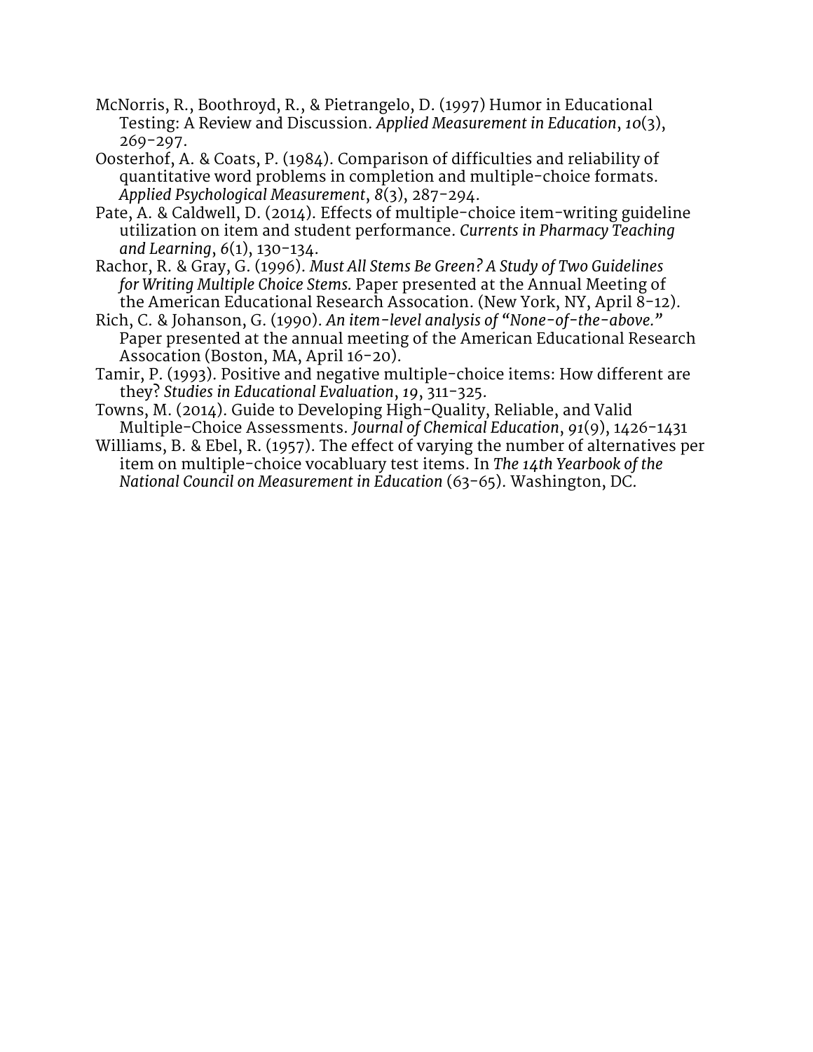McNorris, R., Boothroyd, R., & Pietrangelo, D. (1997) Humor in Educational Testing: A Review and Discussion. *Applied Measurement in Education*, *10*(3), 269-297.

Oosterhof, A. & Coats, P. (1984). Comparison of difficulties and reliability of quantitative word problems in completion and multiple-choice formats. *Applied Psychological Measurement*, *8*(3), 287-294.

Pate, A. & Caldwell, D. (2014). Effects of multiple-choice item-writing guideline utilization on item and student performance. *Currents in Pharmacy Teaching and Learning*, *6*(1), 130-134.

Rachor, R. & Gray, G. (1996). *Must All Stems Be Green? A Study of Two Guidelines for Writing Multiple Choice Stems.* Paper presented at the Annual Meeting of the American Educational Research Assocation. (New York, NY, April 8-12).

Rich, C. & Johanson, G. (1990). *An item-level analysis of "None-of-the-above."* Paper presented at the annual meeting of the American Educational Research Assocation (Boston, MA, April 16-20).

Tamir, P. (1993). Positive and negative multiple-choice items: How different are they? *Studies in Educational Evaluation*, *19*, 311-325.

Towns, M. (2014). Guide to Developing High-Quality, Reliable, and Valid Multiple-Choice Assessments. *Journal of Chemical Education*, *91*(9), 1426-1431

Williams, B. & Ebel, R. (1957). The effect of varying the number of alternatives per item on multiple-choice vocabluary test items. In *The 14th Yearbook of the National Council on Measurement in Education* (63-65). Washington, DC.